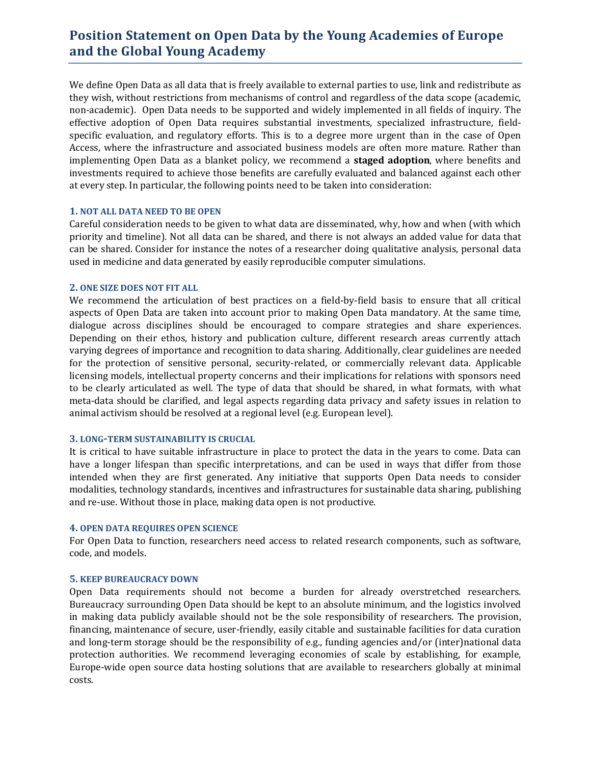# Position Statement on Open Data by the Young Academies of Europe and the Global Young Academy

We define Open Data as all data that is freely available to external parties to use, link and redistribute as they wish, without restrictions from mechanisms of control and regardless of the data scope (academic, non-academic). Open Data needs to be supported and widely implemented in all fields of inquiry. The effective adoption of Open Data requires substantial investments, specialized infrastructure, field-specific evaluation, and regulatory efforts. This is to a degree more urgent than in the case of Open Access, where the infrastructure and associated business models are often more mature. Rather than implementing Open Data as a blanket policy, we recommend a **staged adoption**, where benefits and investments required to achieve those benefits are carefully evaluated and balanced against each other at every step. In particular, the following points need to be taken into consideration:

### 1. NOT ALL DATA NEED TO BE OPEN

Careful consideration needs to be given to what data are disseminated, why, how and when (with which priority and timeline). Not all data can be shared, and there is not always an added value for data that can be shared. Consider for instance the notes of a researcher doing qualitative analysis, personal data used in medicine and data generated by easily reproducible computer simulations.

### 2. ONE SIZE DOES NOT FIT ALL

We recommend the articulation of best practices on a field-by-field basis to ensure that all critical aspects of Open Data are taken into account prior to making Open Data mandatory. At the same time, dialogue across disciplines should be encouraged to compare strategies and share experiences. Depending on their ethos, history and publication culture, different research areas currently attach varying degrees of importance and recognition to data sharing. Additionally, clear guidelines are needed for the protection of sensitive personal, security-related, or commercially relevant data. Applicable licensing models, intellectual property concerns and their implications for relations with sponsors need to be clearly articulated as well. The type of data that should be shared, in what formats, with what meta-data should be clarified, and legal aspects regarding data privacy and safety issues in relation to animal activism should be resolved at a regional level (e.g. European level).

### 3. LONG-TERM SUSTAINABILITY IS CRUCIAL

It is critical to have suitable infrastructure in place to protect the data in the years to come. Data can have a longer lifespan than specific interpretations, and can be used in ways that differ from those intended when they are first generated. Any initiative that supports Open Data needs to consider modalities, technology standards, incentives and infrastructures for sustainable data sharing, publishing and re-use. Without those in place, making data open is not productive.

### 4. OPEN DATA REQUIRES OPEN SCIENCE

For Open Data to function, researchers need access to related research components, such as software, code, and models.

### 5. KEEP BUREAUCRACY DOWN

Open Data requirements should not become a burden for already overstretched researchers. Bureaucracy surrounding Open Data should be kept to an absolute minimum, and the logistics involved in making data publicly available should not be the sole responsibility of researchers. The provision, financing, maintenance of secure, user-friendly, easily citable and sustainable facilities for data curation and long-term storage should be the responsibility of e.g., funding agencies and/or (inter)national data protection authorities. We recommend leveraging economies of scale by establishing, for example, Europe-wide open source data hosting solutions that are available to researchers globally at minimal costs.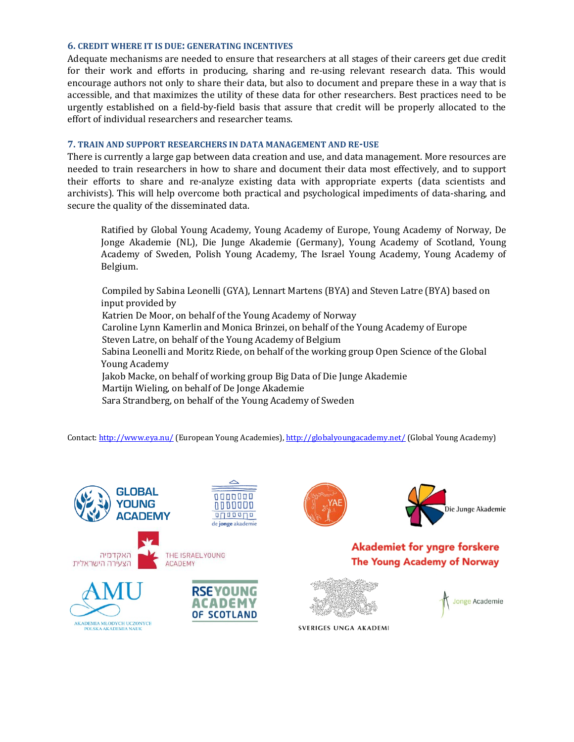### 6. CREDIT WHERE IT IS DUE: GENERATING INCENTIVES

Adequate mechanisms are needed to ensure that researchers at all stages of their careers get due credit for their work and efforts in producing, sharing and re-using relevant research data. This would encourage authors not only to share their data, but also to document and prepare these in a way that is accessible, and that maximizes the utility of these data for other researchers. Best practices need to be urgently established on a field-by-field basis that assure that credit will be properly allocated to the effort of individual researchers and researcher teams.

### 7. TRAIN AND SUPPORT RESEARCHERS IN DATA MANAGEMENT AND RE-USE

There is currently a large gap between data creation and use, and data management. More resources are needed to train researchers in how to share and document their data most effectively, and to support their efforts to share and re-analyze existing data with appropriate experts (data scientists and archivists). This will help overcome both practical and psychological impediments of data-sharing, and secure the quality of the disseminated data.

Ratified by Global Young Academy, Young Academy of Europe, Young Academy of Norway, De Jonge Akademie (NL), Die Junge Akademie (Germany), Young Academy of Scotland, Young Academy of Sweden, Polish Young Academy, The Israel Young Academy, Young Academy of Belgium.

Compiled by Sabina Leonelli (GYA), Lennart Martens (BYA) and Steven Latre (BYA) based on input provided by
Katrien De Moor, on behalf of the Young Academy of Norway
Caroline Lynn Kamerlin and Monica Brinzei, on behalf of the Young Academy of Europe
Steven Latre, on behalf of the Young Academy of Belgium
Sabina Leonelli and Moritz Riede, on behalf of the working group Open Science of the Global Young Academy
Jakob Macke, on behalf of working group Big Data of Die Junge Akademie
Martijn Wieling, on behalf of De Jonge Akademie
Sara Strandberg, on behalf of the Young Academy of Sweden

Contact: http://www.eya.nu/ (European Young Academies), http://globalyoungacademy.net/ (Global Young Academy)

GLOBAL YOUNG ACADEMY

de jonge akademie

YAE

Die Junge Akademie

האקדמיה הצעירה הישראלית THE ISRAEL YOUNG ACADEMY

Akademiet for yngre forskere
The Young Academy of Norway

AMU AKADEMIA MŁODYCH UCZONYCH POLSKA AKADEMIA NAUK

RSE YOUNG ACADEMY OF SCOTLAND

SVERIGES UNGA AKADEMI

Jonge Academie